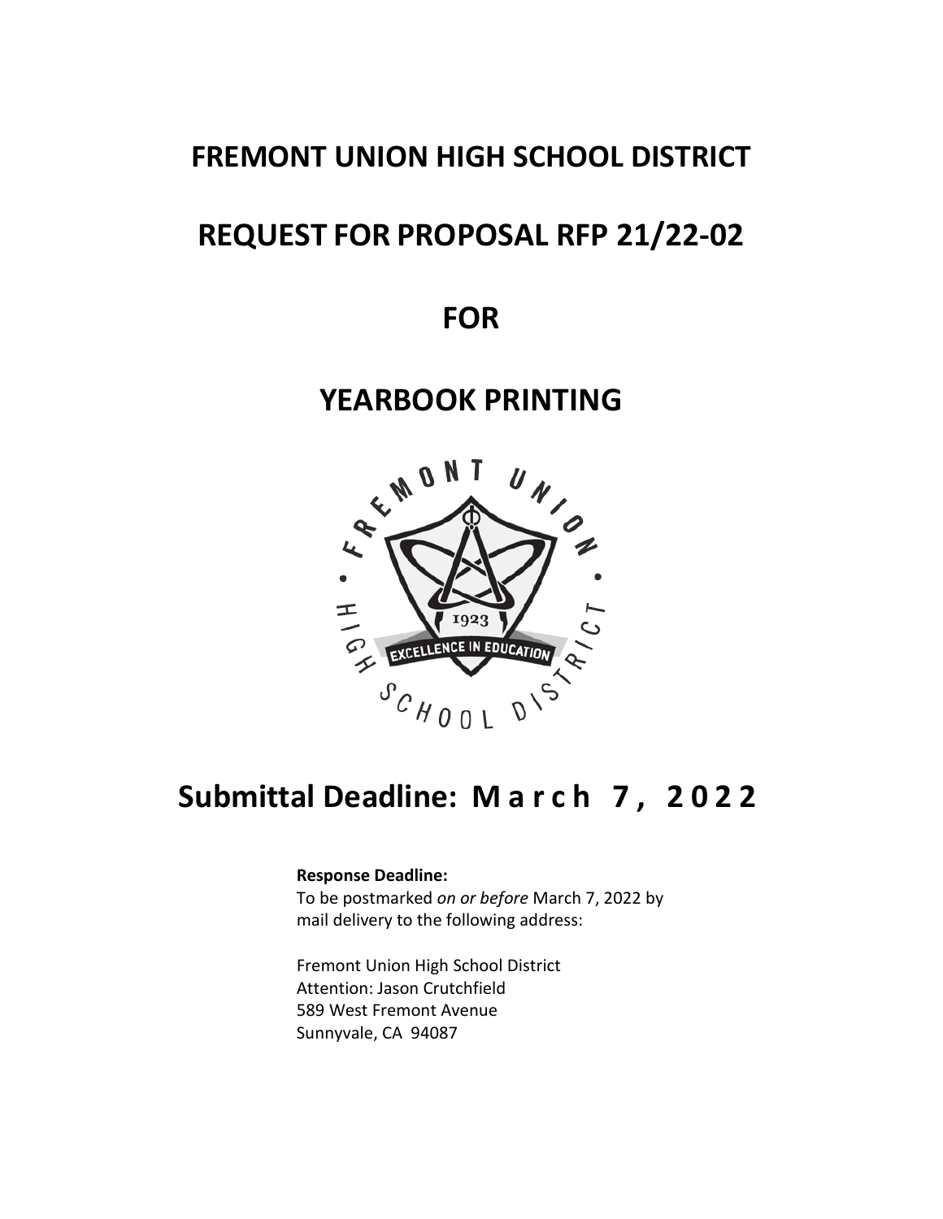# FREMONT UNION HIGH SCHOOL DISTRICT

# REQUEST FOR PROPOSAL RFP 21/22-02

# FOR

# YEARBOOK PRINTING

## Submittal Deadline: March 7, 2022

**Response Deadline:**
To be postmarked *on or before* March 7, 2022 by mail delivery to the following address:

Fremont Union High School District
Attention: Jason Crutchfield
589 West Fremont Avenue
Sunnyvale, CA 94087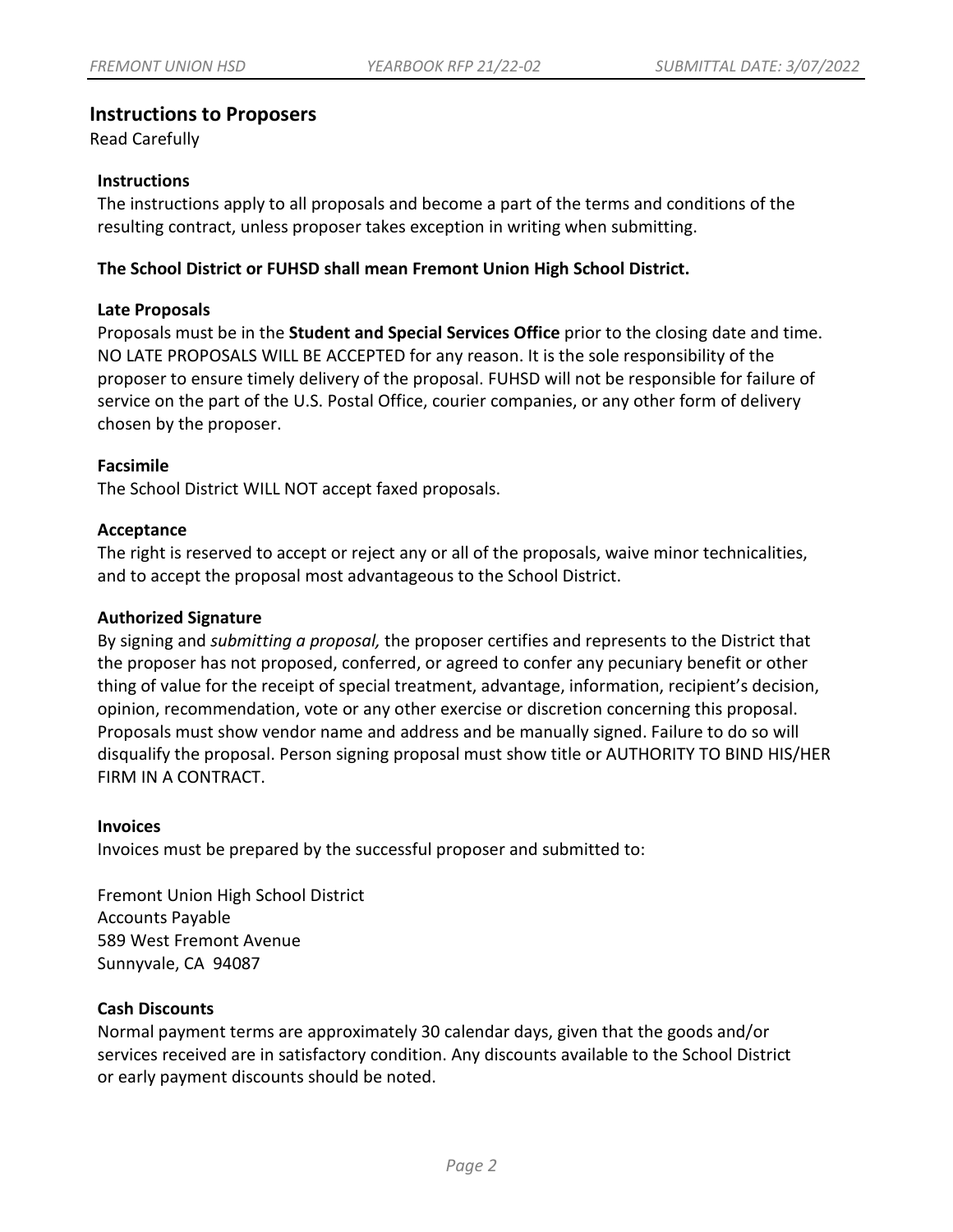## Instructions to Proposers

Read Carefully

### Instructions

The instructions apply to all proposals and become a part of the terms and conditions of the resulting contract, unless proposer takes exception in writing when submitting.

**The School District or FUHSD shall mean Fremont Union High School District.**

### Late Proposals

Proposals must be in the **Student and Special Services Office** prior to the closing date and time. NO LATE PROPOSALS WILL BE ACCEPTED for any reason. It is the sole responsibility of the proposer to ensure timely delivery of the proposal. FUHSD will not be responsible for failure of service on the part of the U.S. Postal Office, courier companies, or any other form of delivery chosen by the proposer.

### Facsimile

The School District WILL NOT accept faxed proposals.

### Acceptance

The right is reserved to accept or reject any or all of the proposals, waive minor technicalities, and to accept the proposal most advantageous to the School District.

### Authorized Signature

By signing and *submitting a proposal,* the proposer certifies and represents to the District that the proposer has not proposed, conferred, or agreed to confer any pecuniary benefit or other thing of value for the receipt of special treatment, advantage, information, recipient's decision, opinion, recommendation, vote or any other exercise or discretion concerning this proposal. Proposals must show vendor name and address and be manually signed. Failure to do so will disqualify the proposal. Person signing proposal must show title or AUTHORITY TO BIND HIS/HER FIRM IN A CONTRACT.

### Invoices

Invoices must be prepared by the successful proposer and submitted to:

Fremont Union High School District
Accounts Payable
589 West Fremont Avenue
Sunnyvale, CA 94087

### Cash Discounts

Normal payment terms are approximately 30 calendar days, given that the goods and/or services received are in satisfactory condition. Any discounts available to the School District or early payment discounts should be noted.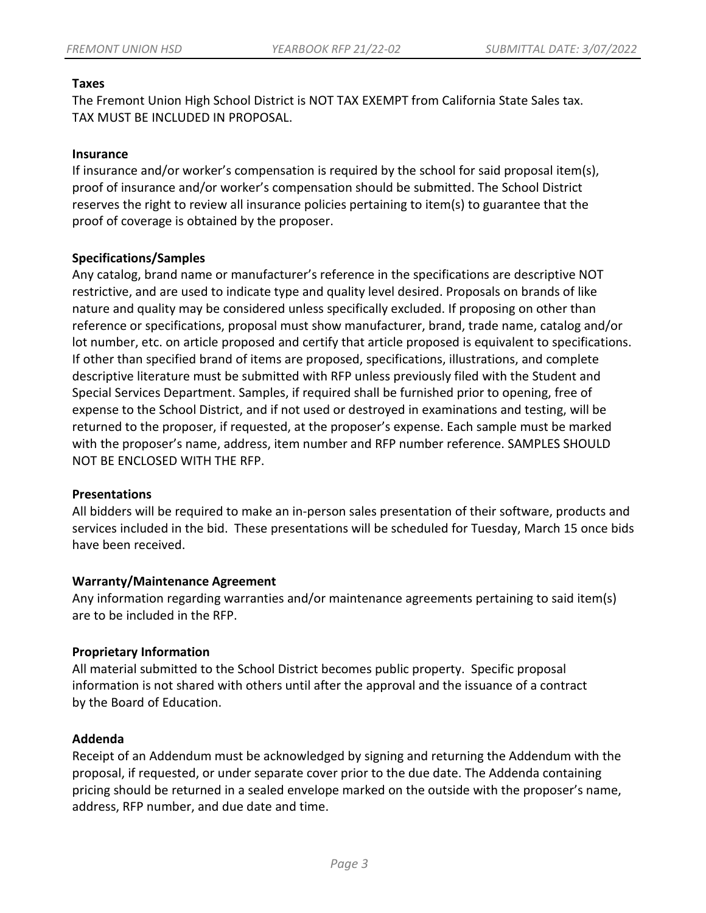**Taxes**

The Fremont Union High School District is NOT TAX EXEMPT from California State Sales tax. TAX MUST BE INCLUDED IN PROPOSAL.

**Insurance**

If insurance and/or worker's compensation is required by the school for said proposal item(s), proof of insurance and/or worker's compensation should be submitted. The School District reserves the right to review all insurance policies pertaining to item(s) to guarantee that the proof of coverage is obtained by the proposer.

**Specifications/Samples**

Any catalog, brand name or manufacturer's reference in the specifications are descriptive NOT restrictive, and are used to indicate type and quality level desired. Proposals on brands of like nature and quality may be considered unless specifically excluded. If proposing on other than reference or specifications, proposal must show manufacturer, brand, trade name, catalog and/or lot number, etc. on article proposed and certify that article proposed is equivalent to specifications. If other than specified brand of items are proposed, specifications, illustrations, and complete descriptive literature must be submitted with RFP unless previously filed with the Student and Special Services Department. Samples, if required shall be furnished prior to opening, free of expense to the School District, and if not used or destroyed in examinations and testing, will be returned to the proposer, if requested, at the proposer's expense. Each sample must be marked with the proposer's name, address, item number and RFP number reference. SAMPLES SHOULD NOT BE ENCLOSED WITH THE RFP.

**Presentations**

All bidders will be required to make an in-person sales presentation of their software, products and services included in the bid. These presentations will be scheduled for Tuesday, March 15 once bids have been received.

**Warranty/Maintenance Agreement**

Any information regarding warranties and/or maintenance agreements pertaining to said item(s) are to be included in the RFP.

**Proprietary Information**

All material submitted to the School District becomes public property. Specific proposal information is not shared with others until after the approval and the issuance of a contract by the Board of Education.

**Addenda**

Receipt of an Addendum must be acknowledged by signing and returning the Addendum with the proposal, if requested, or under separate cover prior to the due date. The Addenda containing pricing should be returned in a sealed envelope marked on the outside with the proposer's name, address, RFP number, and due date and time.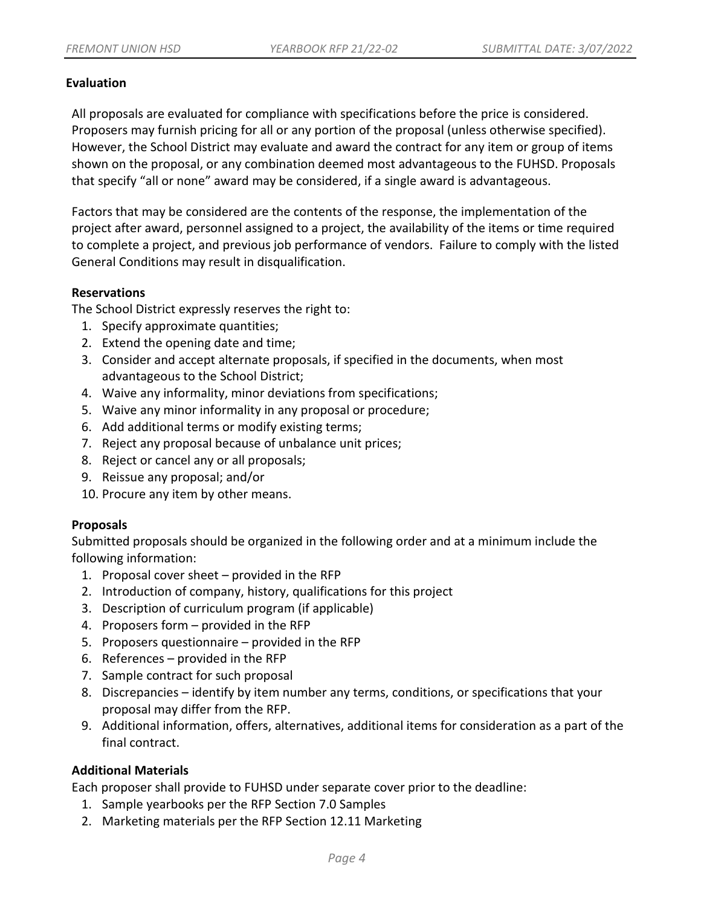**Evaluation**

All proposals are evaluated for compliance with specifications before the price is considered. Proposers may furnish pricing for all or any portion of the proposal (unless otherwise specified). However, the School District may evaluate and award the contract for any item or group of items shown on the proposal, or any combination deemed most advantageous to the FUHSD. Proposals that specify "all or none" award may be considered, if a single award is advantageous.

Factors that may be considered are the contents of the response, the implementation of the project after award, personnel assigned to a project, the availability of the items or time required to complete a project, and previous job performance of vendors. Failure to comply with the listed General Conditions may result in disqualification.

**Reservations**

The School District expressly reserves the right to:

1. Specify approximate quantities;
2. Extend the opening date and time;
3. Consider and accept alternate proposals, if specified in the documents, when most advantageous to the School District;
4. Waive any informality, minor deviations from specifications;
5. Waive any minor informality in any proposal or procedure;
6. Add additional terms or modify existing terms;
7. Reject any proposal because of unbalance unit prices;
8. Reject or cancel any or all proposals;
9. Reissue any proposal; and/or
10. Procure any item by other means.

**Proposals**

Submitted proposals should be organized in the following order and at a minimum include the following information:

1. Proposal cover sheet – provided in the RFP
2. Introduction of company, history, qualifications for this project
3. Description of curriculum program (if applicable)
4. Proposers form – provided in the RFP
5. Proposers questionnaire – provided in the RFP
6. References – provided in the RFP
7. Sample contract for such proposal
8. Discrepancies – identify by item number any terms, conditions, or specifications that your proposal may differ from the RFP.
9. Additional information, offers, alternatives, additional items for consideration as a part of the final contract.

**Additional Materials**

Each proposer shall provide to FUHSD under separate cover prior to the deadline:

1. Sample yearbooks per the RFP Section 7.0 Samples
2. Marketing materials per the RFP Section 12.11 Marketing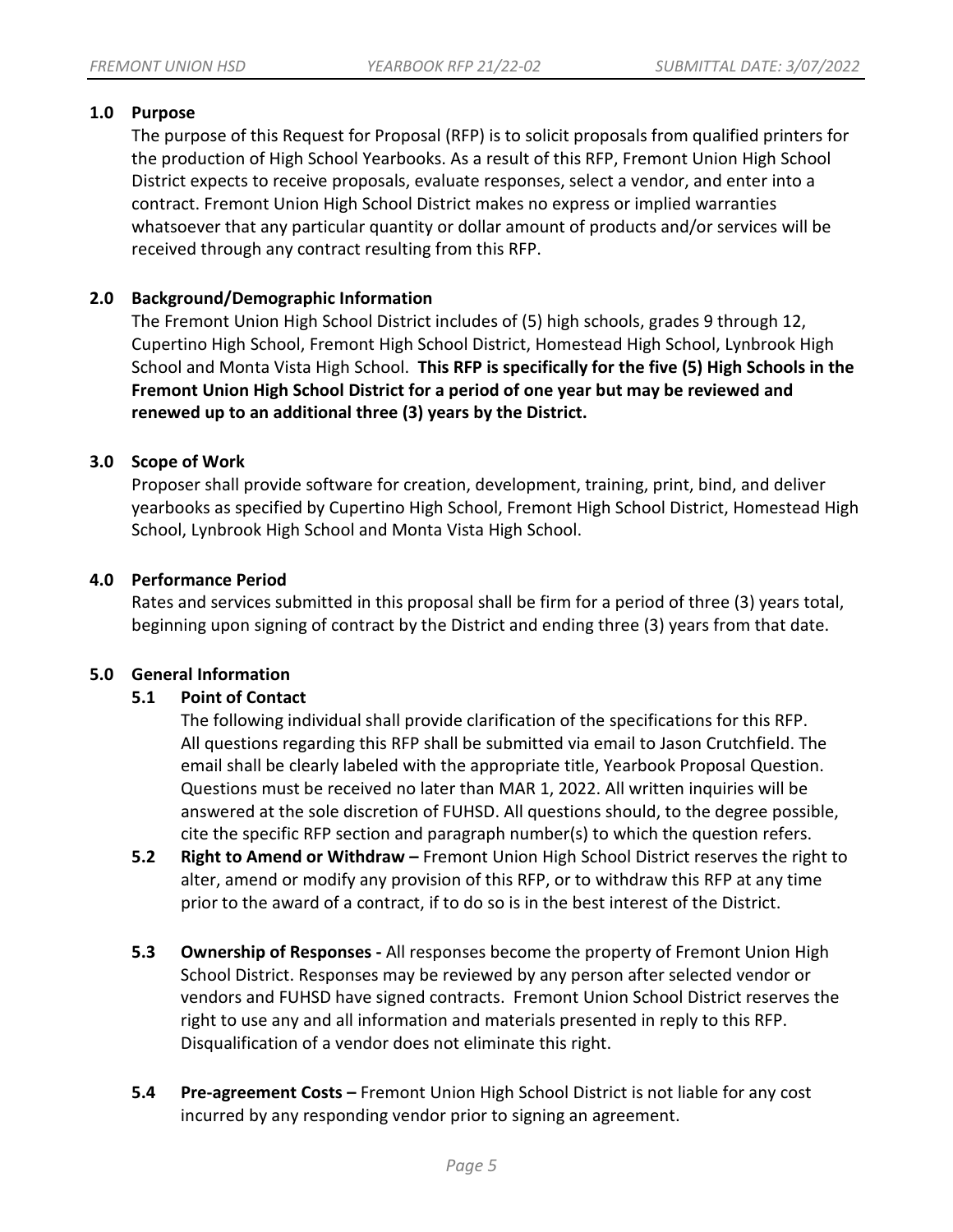## 1.0 Purpose

The purpose of this Request for Proposal (RFP) is to solicit proposals from qualified printers for the production of High School Yearbooks. As a result of this RFP, Fremont Union High School District expects to receive proposals, evaluate responses, select a vendor, and enter into a contract. Fremont Union High School District makes no express or implied warranties whatsoever that any particular quantity or dollar amount of products and/or services will be received through any contract resulting from this RFP.

## 2.0 Background/Demographic Information

The Fremont Union High School District includes of (5) high schools, grades 9 through 12, Cupertino High School, Fremont High School District, Homestead High School, Lynbrook High School and Monta Vista High School. **This RFP is specifically for the five (5) High Schools in the Fremont Union High School District for a period of one year but may be reviewed and renewed up to an additional three (3) years by the District.**

## 3.0 Scope of Work

Proposer shall provide software for creation, development, training, print, bind, and deliver yearbooks as specified by Cupertino High School, Fremont High School District, Homestead High School, Lynbrook High School and Monta Vista High School.

## 4.0 Performance Period

Rates and services submitted in this proposal shall be firm for a period of three (3) years total, beginning upon signing of contract by the District and ending three (3) years from that date.

## 5.0 General Information

### 5.1 Point of Contact

The following individual shall provide clarification of the specifications for this RFP. All questions regarding this RFP shall be submitted via email to Jason Crutchfield. The email shall be clearly labeled with the appropriate title, Yearbook Proposal Question. Questions must be received no later than MAR 1, 2022. All written inquiries will be answered at the sole discretion of FUHSD. All questions should, to the degree possible, cite the specific RFP section and paragraph number(s) to which the question refers.

**5.2 Right to Amend or Withdraw –** Fremont Union High School District reserves the right to alter, amend or modify any provision of this RFP, or to withdraw this RFP at any time prior to the award of a contract, if to do so is in the best interest of the District.

**5.3 Ownership of Responses -** All responses become the property of Fremont Union High School District. Responses may be reviewed by any person after selected vendor or vendors and FUHSD have signed contracts. Fremont Union School District reserves the right to use any and all information and materials presented in reply to this RFP. Disqualification of a vendor does not eliminate this right.

**5.4 Pre-agreement Costs –** Fremont Union High School District is not liable for any cost incurred by any responding vendor prior to signing an agreement.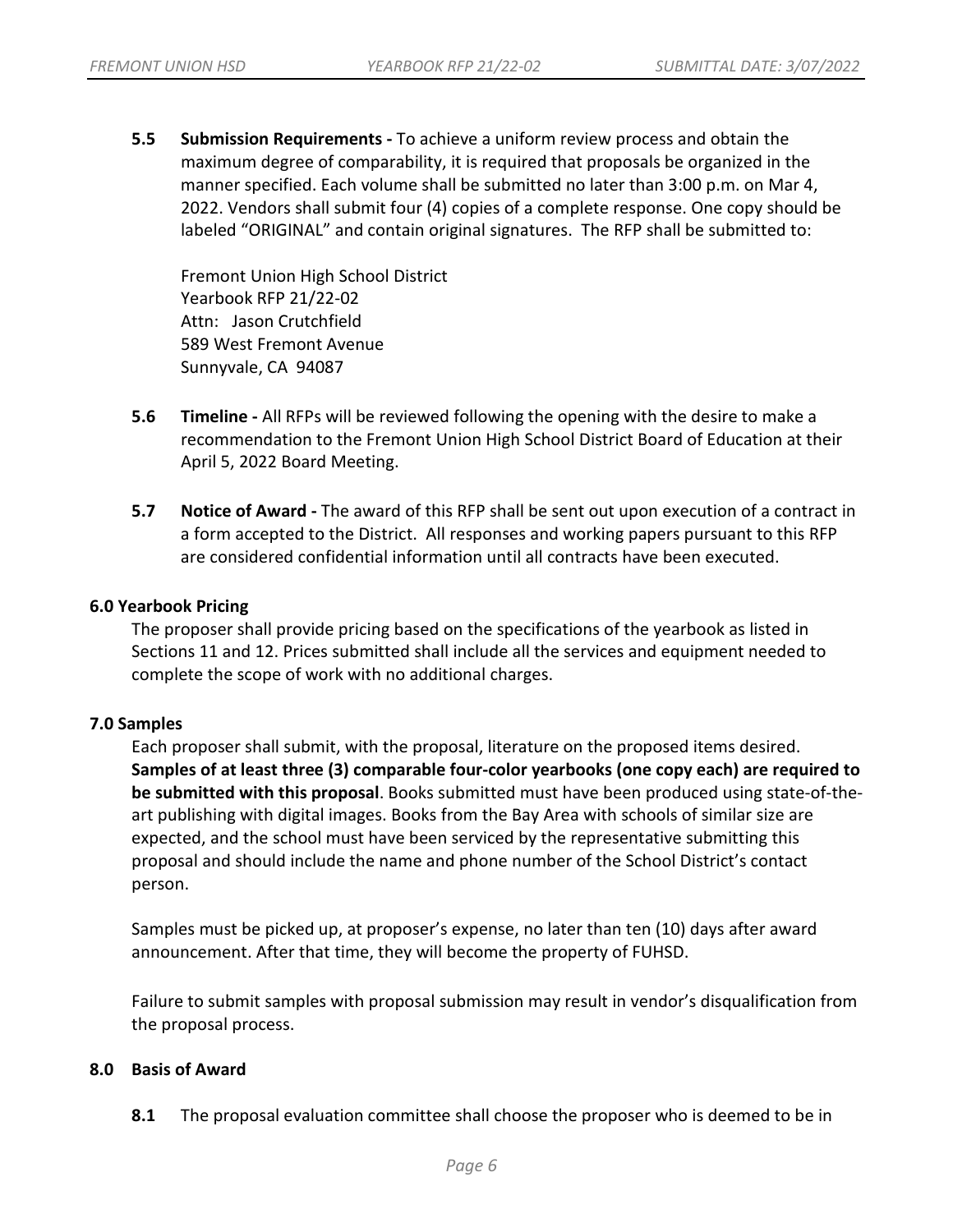**5.5 Submission Requirements -** To achieve a uniform review process and obtain the maximum degree of comparability, it is required that proposals be organized in the manner specified. Each volume shall be submitted no later than 3:00 p.m. on Mar 4, 2022. Vendors shall submit four (4) copies of a complete response. One copy should be labeled "ORIGINAL" and contain original signatures. The RFP shall be submitted to:

Fremont Union High School District
Yearbook RFP 21/22-02
Attn: Jason Crutchfield
589 West Fremont Avenue
Sunnyvale, CA 94087

**5.6 Timeline -** All RFPs will be reviewed following the opening with the desire to make a recommendation to the Fremont Union High School District Board of Education at their April 5, 2022 Board Meeting.

**5.7 Notice of Award -** The award of this RFP shall be sent out upon execution of a contract in a form accepted to the District. All responses and working papers pursuant to this RFP are considered confidential information until all contracts have been executed.

## 6.0 Yearbook Pricing

The proposer shall provide pricing based on the specifications of the yearbook as listed in Sections 11 and 12. Prices submitted shall include all the services and equipment needed to complete the scope of work with no additional charges.

## 7.0 Samples

Each proposer shall submit, with the proposal, literature on the proposed items desired. **Samples of at least three (3) comparable four-color yearbooks (one copy each) are required to be submitted with this proposal**. Books submitted must have been produced using state-of-the-art publishing with digital images. Books from the Bay Area with schools of similar size are expected, and the school must have been serviced by the representative submitting this proposal and should include the name and phone number of the School District's contact person.

Samples must be picked up, at proposer's expense, no later than ten (10) days after award announcement. After that time, they will become the property of FUHSD.

Failure to submit samples with proposal submission may result in vendor's disqualification from the proposal process.

## 8.0 Basis of Award

**8.1** The proposal evaluation committee shall choose the proposer who is deemed to be in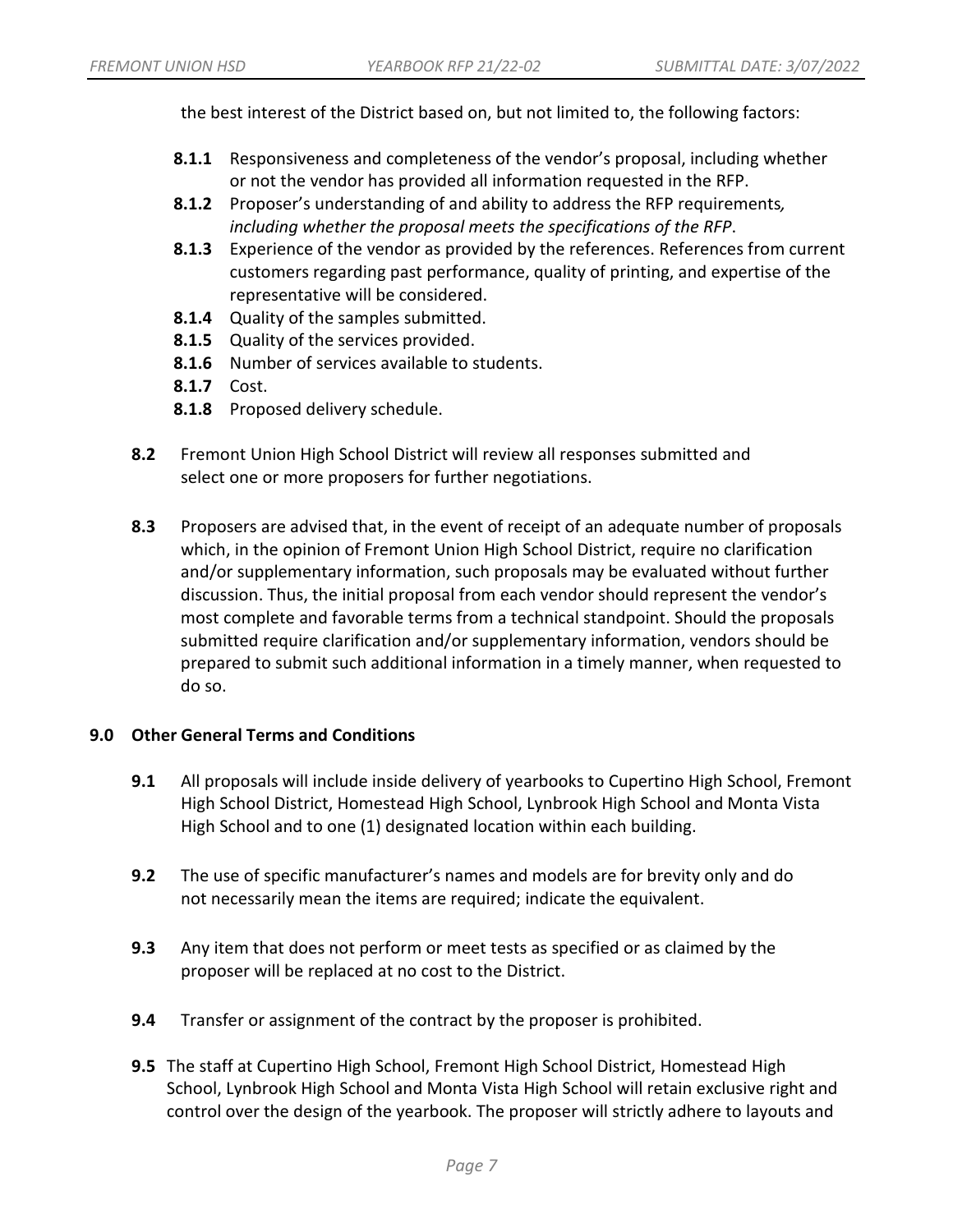the best interest of the District based on, but not limited to, the following factors:

- **8.1.1** Responsiveness and completeness of the vendor's proposal, including whether or not the vendor has provided all information requested in the RFP.
- **8.1.2** Proposer's understanding of and ability to address the RFP requirements*, including whether the proposal meets the specifications of the RFP*.
- **8.1.3** Experience of the vendor as provided by the references. References from current customers regarding past performance, quality of printing, and expertise of the representative will be considered.
- **8.1.4** Quality of the samples submitted.
- **8.1.5** Quality of the services provided.
- **8.1.6** Number of services available to students.
- **8.1.7** Cost.
- **8.1.8** Proposed delivery schedule.

**8.2** Fremont Union High School District will review all responses submitted and select one or more proposers for further negotiations.

**8.3** Proposers are advised that, in the event of receipt of an adequate number of proposals which, in the opinion of Fremont Union High School District, require no clarification and/or supplementary information, such proposals may be evaluated without further discussion. Thus, the initial proposal from each vendor should represent the vendor's most complete and favorable terms from a technical standpoint. Should the proposals submitted require clarification and/or supplementary information, vendors should be prepared to submit such additional information in a timely manner, when requested to do so.

## 9.0 Other General Terms and Conditions

**9.1** All proposals will include inside delivery of yearbooks to Cupertino High School, Fremont High School District, Homestead High School, Lynbrook High School and Monta Vista High School and to one (1) designated location within each building.

**9.2** The use of specific manufacturer's names and models are for brevity only and do not necessarily mean the items are required; indicate the equivalent.

**9.3** Any item that does not perform or meet tests as specified or as claimed by the proposer will be replaced at no cost to the District.

**9.4** Transfer or assignment of the contract by the proposer is prohibited.

**9.5** The staff at Cupertino High School, Fremont High School District, Homestead High School, Lynbrook High School and Monta Vista High School will retain exclusive right and control over the design of the yearbook. The proposer will strictly adhere to layouts and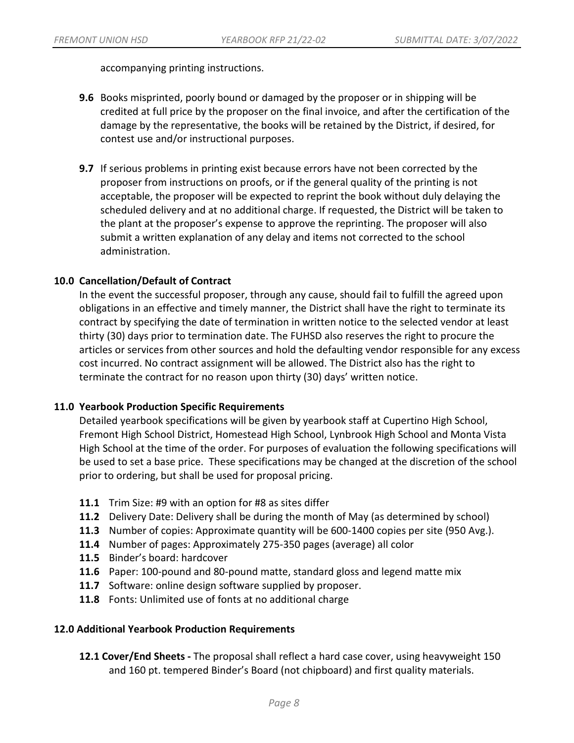accompanying printing instructions.

**9.6** Books misprinted, poorly bound or damaged by the proposer or in shipping will be credited at full price by the proposer on the final invoice, and after the certification of the damage by the representative, the books will be retained by the District, if desired, for contest use and/or instructional purposes.

**9.7** If serious problems in printing exist because errors have not been corrected by the proposer from instructions on proofs, or if the general quality of the printing is not acceptable, the proposer will be expected to reprint the book without duly delaying the scheduled delivery and at no additional charge. If requested, the District will be taken to the plant at the proposer's expense to approve the reprinting. The proposer will also submit a written explanation of any delay and items not corrected to the school administration.

**10.0 Cancellation/Default of Contract**

In the event the successful proposer, through any cause, should fail to fulfill the agreed upon obligations in an effective and timely manner, the District shall have the right to terminate its contract by specifying the date of termination in written notice to the selected vendor at least thirty (30) days prior to termination date. The FUHSD also reserves the right to procure the articles or services from other sources and hold the defaulting vendor responsible for any excess cost incurred. No contract assignment will be allowed. The District also has the right to terminate the contract for no reason upon thirty (30) days' written notice.

**11.0 Yearbook Production Specific Requirements**

Detailed yearbook specifications will be given by yearbook staff at Cupertino High School, Fremont High School District, Homestead High School, Lynbrook High School and Monta Vista High School at the time of the order. For purposes of evaluation the following specifications will be used to set a base price. These specifications may be changed at the discretion of the school prior to ordering, but shall be used for proposal pricing.

- **11.1** Trim Size: #9 with an option for #8 as sites differ
- **11.2** Delivery Date: Delivery shall be during the month of May (as determined by school)
- **11.3** Number of copies: Approximate quantity will be 600-1400 copies per site (950 Avg.).
- **11.4** Number of pages: Approximately 275-350 pages (average) all color
- **11.5** Binder's board: hardcover
- **11.6** Paper: 100-pound and 80-pound matte, standard gloss and legend matte mix
- **11.7** Software: online design software supplied by proposer.
- **11.8** Fonts: Unlimited use of fonts at no additional charge

**12.0 Additional Yearbook Production Requirements**

**12.1 Cover/End Sheets -** The proposal shall reflect a hard case cover, using heavyweight 150 and 160 pt. tempered Binder's Board (not chipboard) and first quality materials.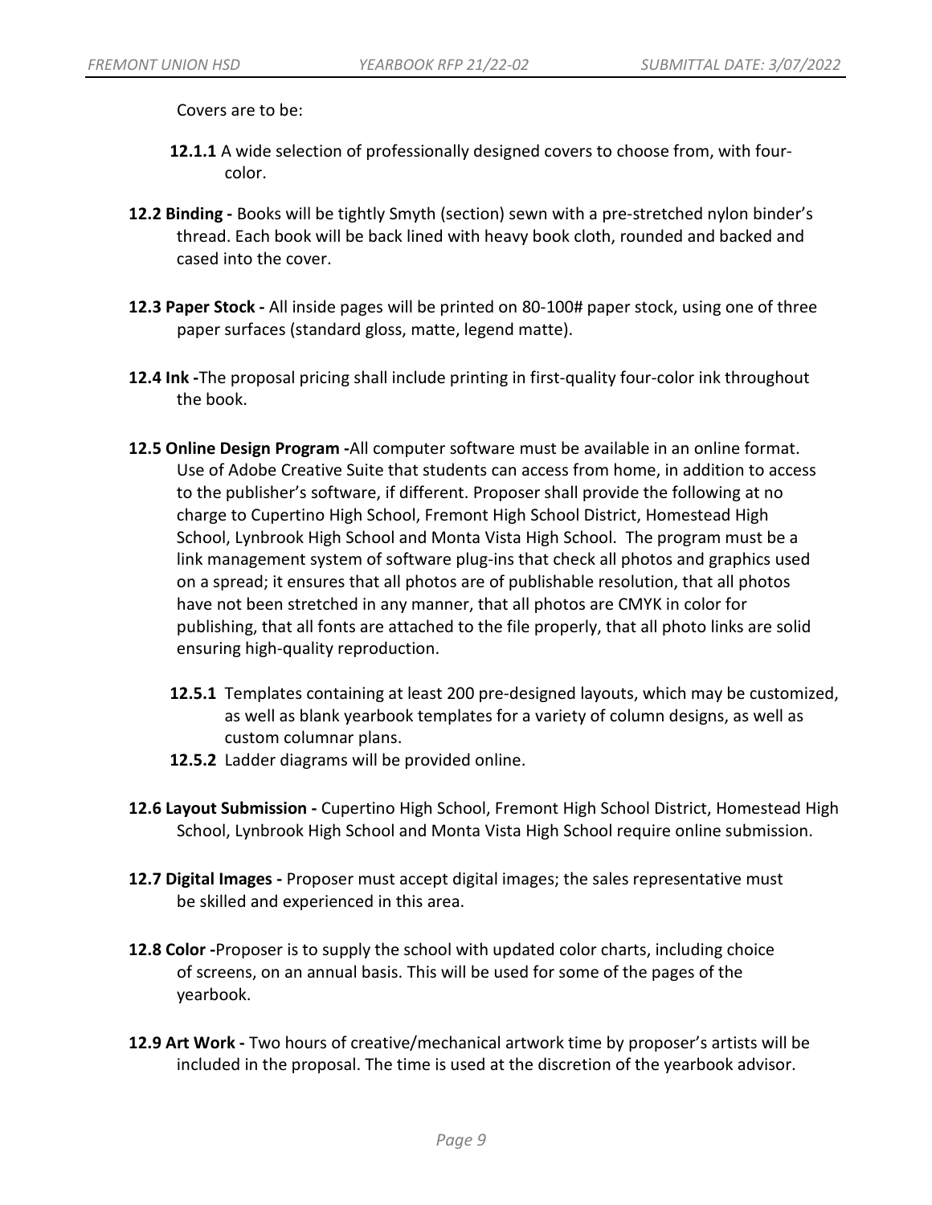Covers are to be:

**12.1.1** A wide selection of professionally designed covers to choose from, with four-color.

**12.2 Binding -** Books will be tightly Smyth (section) sewn with a pre-stretched nylon binder's thread. Each book will be back lined with heavy book cloth, rounded and backed and cased into the cover.

**12.3 Paper Stock -** All inside pages will be printed on 80-100# paper stock, using one of three paper surfaces (standard gloss, matte, legend matte).

**12.4 Ink -**The proposal pricing shall include printing in first-quality four-color ink throughout the book.

**12.5 Online Design Program -**All computer software must be available in an online format. Use of Adobe Creative Suite that students can access from home, in addition to access to the publisher's software, if different. Proposer shall provide the following at no charge to Cupertino High School, Fremont High School District, Homestead High School, Lynbrook High School and Monta Vista High School. The program must be a link management system of software plug-ins that check all photos and graphics used on a spread; it ensures that all photos are of publishable resolution, that all photos have not been stretched in any manner, that all photos are CMYK in color for publishing, that all fonts are attached to the file properly, that all photo links are solid ensuring high-quality reproduction.

**12.5.1** Templates containing at least 200 pre-designed layouts, which may be customized, as well as blank yearbook templates for a variety of column designs, as well as custom columnar plans.

**12.5.2** Ladder diagrams will be provided online.

**12.6 Layout Submission -** Cupertino High School, Fremont High School District, Homestead High School, Lynbrook High School and Monta Vista High School require online submission.

**12.7 Digital Images -** Proposer must accept digital images; the sales representative must be skilled and experienced in this area.

**12.8 Color -**Proposer is to supply the school with updated color charts, including choice of screens, on an annual basis. This will be used for some of the pages of the yearbook.

**12.9 Art Work -** Two hours of creative/mechanical artwork time by proposer's artists will be included in the proposal. The time is used at the discretion of the yearbook advisor.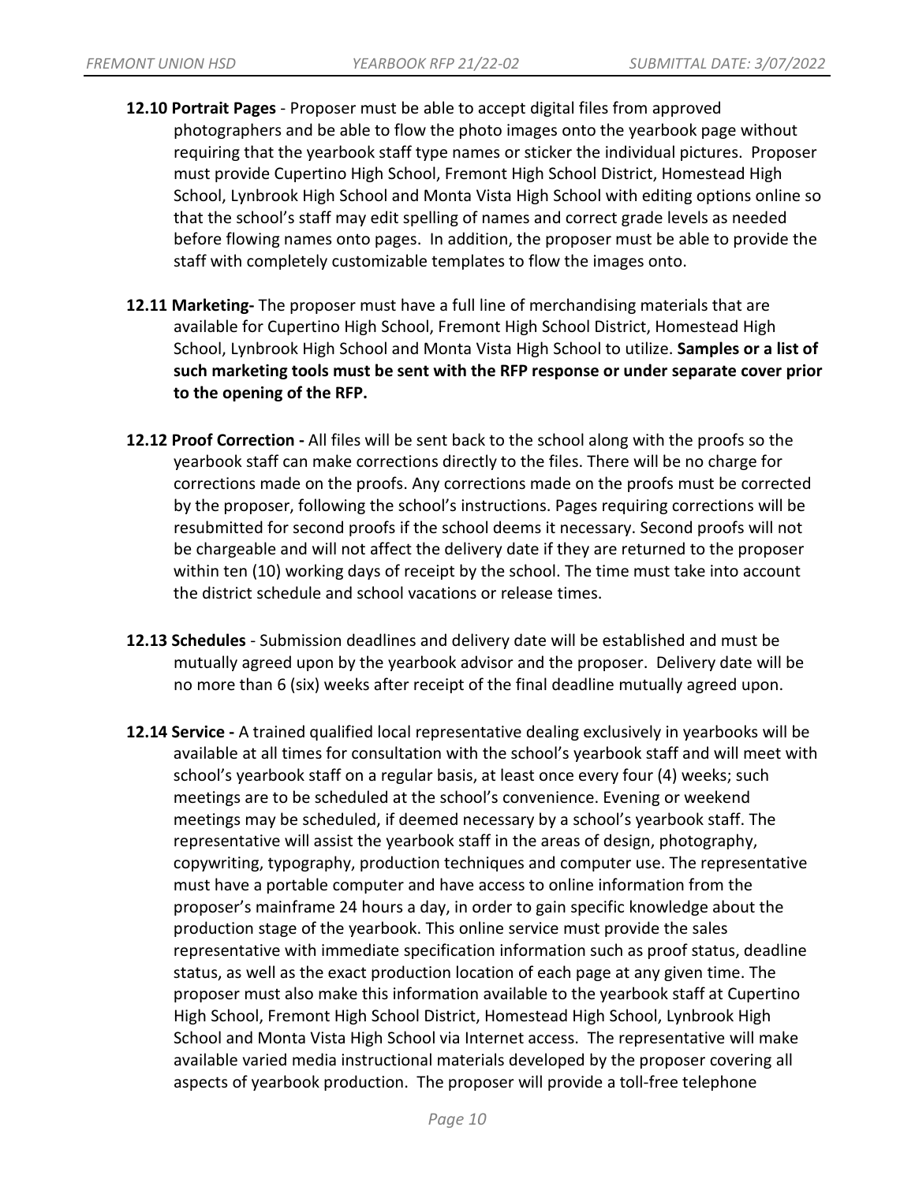**12.10 Portrait Pages** - Proposer must be able to accept digital files from approved photographers and be able to flow the photo images onto the yearbook page without requiring that the yearbook staff type names or sticker the individual pictures. Proposer must provide Cupertino High School, Fremont High School District, Homestead High School, Lynbrook High School and Monta Vista High School with editing options online so that the school's staff may edit spelling of names and correct grade levels as needed before flowing names onto pages. In addition, the proposer must be able to provide the staff with completely customizable templates to flow the images onto.

**12.11 Marketing-** The proposer must have a full line of merchandising materials that are available for Cupertino High School, Fremont High School District, Homestead High School, Lynbrook High School and Monta Vista High School to utilize. **Samples or a list of such marketing tools must be sent with the RFP response or under separate cover prior to the opening of the RFP.**

**12.12 Proof Correction -** All files will be sent back to the school along with the proofs so the yearbook staff can make corrections directly to the files. There will be no charge for corrections made on the proofs. Any corrections made on the proofs must be corrected by the proposer, following the school's instructions. Pages requiring corrections will be resubmitted for second proofs if the school deems it necessary. Second proofs will not be chargeable and will not affect the delivery date if they are returned to the proposer within ten (10) working days of receipt by the school. The time must take into account the district schedule and school vacations or release times.

**12.13 Schedules** - Submission deadlines and delivery date will be established and must be mutually agreed upon by the yearbook advisor and the proposer. Delivery date will be no more than 6 (six) weeks after receipt of the final deadline mutually agreed upon.

**12.14 Service -** A trained qualified local representative dealing exclusively in yearbooks will be available at all times for consultation with the school's yearbook staff and will meet with school's yearbook staff on a regular basis, at least once every four (4) weeks; such meetings are to be scheduled at the school's convenience. Evening or weekend meetings may be scheduled, if deemed necessary by a school's yearbook staff. The representative will assist the yearbook staff in the areas of design, photography, copywriting, typography, production techniques and computer use. The representative must have a portable computer and have access to online information from the proposer's mainframe 24 hours a day, in order to gain specific knowledge about the production stage of the yearbook. This online service must provide the sales representative with immediate specification information such as proof status, deadline status, as well as the exact production location of each page at any given time. The proposer must also make this information available to the yearbook staff at Cupertino High School, Fremont High School District, Homestead High School, Lynbrook High School and Monta Vista High School via Internet access. The representative will make available varied media instructional materials developed by the proposer covering all aspects of yearbook production. The proposer will provide a toll-free telephone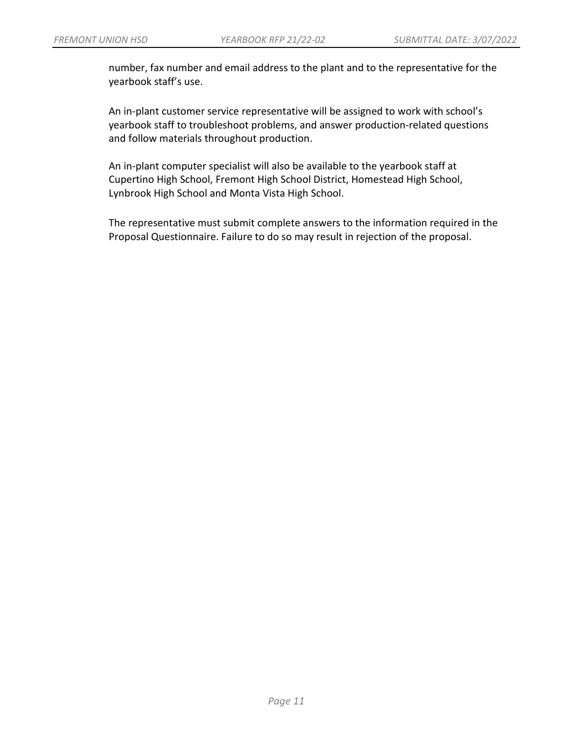number, fax number and email address to the plant and to the representative for the yearbook staff's use.

An in-plant customer service representative will be assigned to work with school's yearbook staff to troubleshoot problems, and answer production-related questions and follow materials throughout production.

An in-plant computer specialist will also be available to the yearbook staff at Cupertino High School, Fremont High School District, Homestead High School, Lynbrook High School and Monta Vista High School.

The representative must submit complete answers to the information required in the Proposal Questionnaire. Failure to do so may result in rejection of the proposal.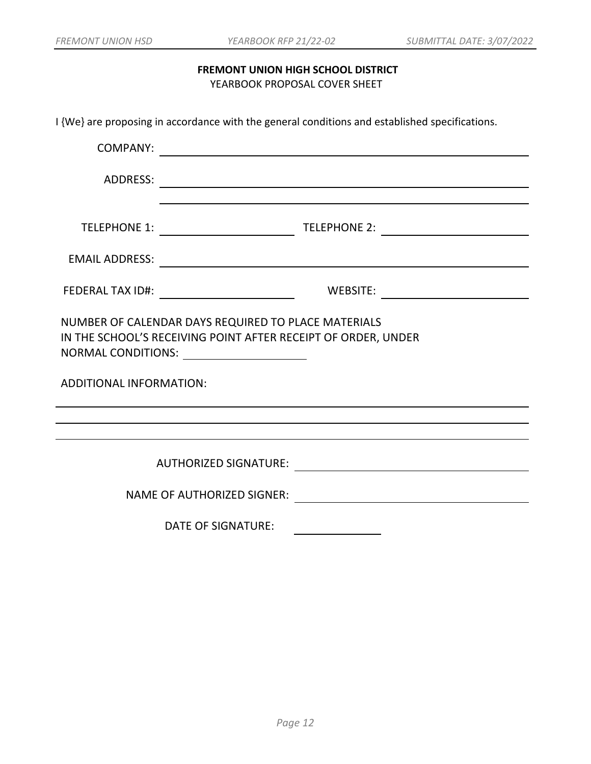**FREMONT UNION HIGH SCHOOL DISTRICT**

YEARBOOK PROPOSAL COVER SHEET

I {We} are proposing in accordance with the general conditions and established specifications.

COMPANY: ______________________________________________

ADDRESS: ______________________________________________

______________________________________________

TELEPHONE 1: ____________________ TELEPHONE 2: ____________________

EMAIL ADDRESS: ______________________________________________

FEDERAL TAX ID#: ____________________ WEBSITE: ____________________

NUMBER OF CALENDAR DAYS REQUIRED TO PLACE MATERIALS IN THE SCHOOL'S RECEIVING POINT AFTER RECEIPT OF ORDER, UNDER NORMAL CONDITIONS: ____________________

ADDITIONAL INFORMATION:

______________________________________________

______________________________________________

______________________________________________

AUTHORIZED SIGNATURE: ______________________________

NAME OF AUTHORIZED SIGNER: ______________________________

DATE OF SIGNATURE: ______________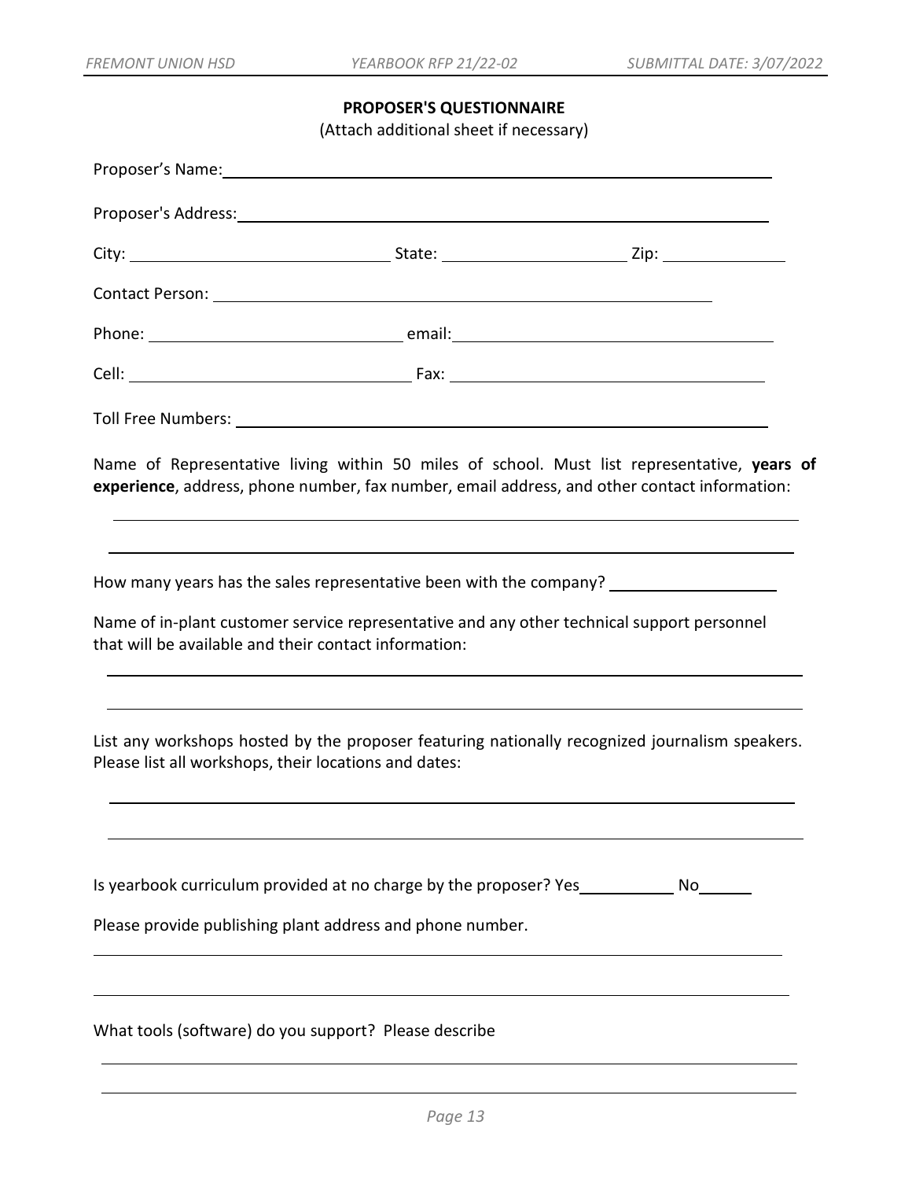## PROPOSER'S QUESTIONNAIRE

(Attach additional sheet if necessary)

Proposer's Name: ______________________________________________

Proposer's Address: ______________________________________________

City: ____________________ State: ____________________ Zip: ____________

Contact Person: ______________________________________________

Phone: ____________________ email: ____________________

Cell: ____________________ Fax: ____________________

Toll Free Numbers: ______________________________________________

Name of Representative living within 50 miles of school. Must list representative, **years of experience**, address, phone number, fax number, email address, and other contact information:

______________________________________________

______________________________________________

How many years has the sales representative been with the company? ____________

Name of in-plant customer service representative and any other technical support personnel that will be available and their contact information:

______________________________________________

______________________________________________

List any workshops hosted by the proposer featuring nationally recognized journalism speakers. Please list all workshops, their locations and dates:

______________________________________________

______________________________________________

Is yearbook curriculum provided at no charge by the proposer? Yes__________ No______

Please provide publishing plant address and phone number.

______________________________________________

______________________________________________

What tools (software) do you support? Please describe

______________________________________________

______________________________________________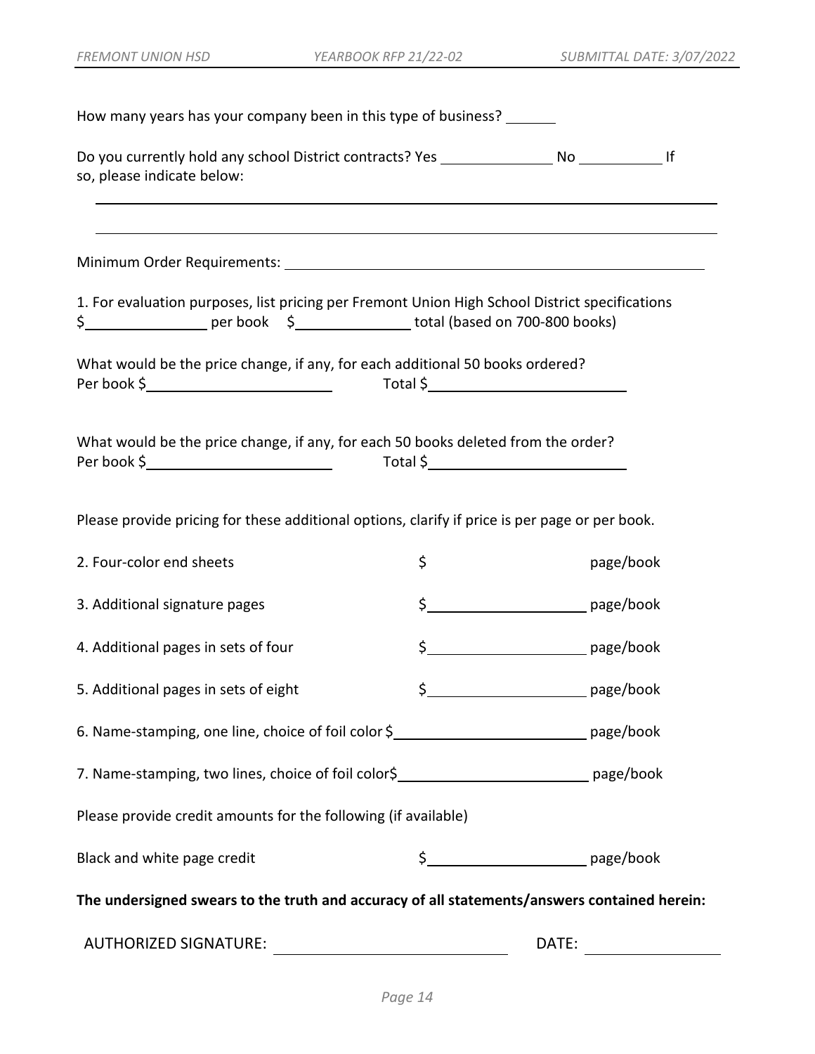How many years has your company been in this type of business? ______

Do you currently hold any school District contracts? Yes ______________ No ___________ If so, please indicate below:

_______________________________________________________________________________

_______________________________________________________________________________

Minimum Order Requirements: _____________________________________________________

1. For evaluation purposes, list pricing per Fremont Union High School District specifications
$________________ per book $_______________ total (based on 700-800 books)

What would be the price change, if any, for each additional 50 books ordered?
Per book $________________________ Total $__________________________

What would be the price change, if any, for each 50 books deleted from the order?
Per book $________________________ Total $__________________________

Please provide pricing for these additional options, clarify if price is per page or per book.

2. Four-color end sheets $ page/book

3. Additional signature pages $____________________ page/book

4. Additional pages in sets of four $____________________ page/book

5. Additional pages in sets of eight $____________________ page/book

6. Name-stamping, one line, choice of foil color $________________________ page/book

7. Name-stamping, two lines, choice of foil color$________________________ page/book

Please provide credit amounts for the following (if available)

Black and white page credit $____________________ page/book

**The undersigned swears to the truth and accuracy of all statements/answers contained herein:**

AUTHORIZED SIGNATURE: ____________________________ DATE: ________________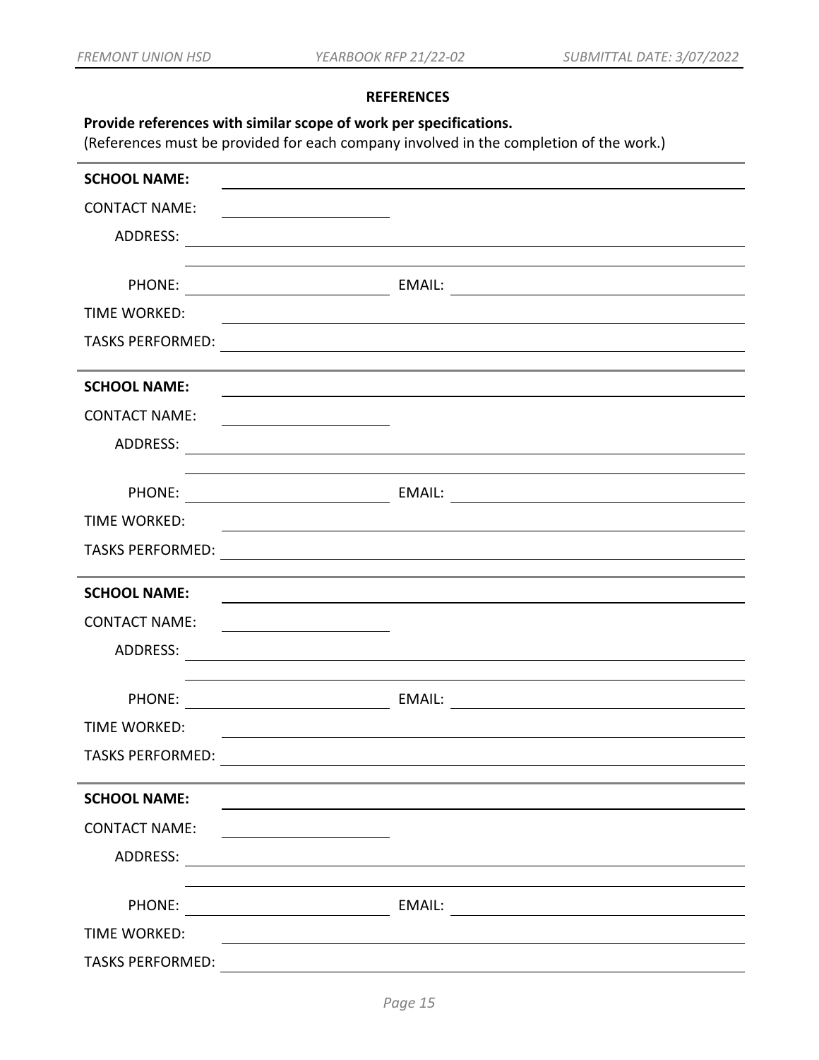## REFERENCES

**Provide references with similar scope of work per specifications.**

(References must be provided for each company involved in the completion of the work.)

---

**SCHOOL NAME:** ______________________________

CONTACT NAME: ______________________________

ADDRESS: ______________________________

______________________________

PHONE: ______________________________ EMAIL: ______________________________

TIME WORKED: ______________________________

TASKS PERFORMED: ______________________________

---

**SCHOOL NAME:** ______________________________

CONTACT NAME: ______________________________

ADDRESS: ______________________________

______________________________

PHONE: ______________________________ EMAIL: ______________________________

TIME WORKED: ______________________________

TASKS PERFORMED: ______________________________

---

**SCHOOL NAME:** ______________________________

CONTACT NAME: ______________________________

ADDRESS: ______________________________

______________________________

PHONE: ______________________________ EMAIL: ______________________________

TIME WORKED: ______________________________

TASKS PERFORMED: ______________________________

---

**SCHOOL NAME:** ______________________________

CONTACT NAME: ______________________________

ADDRESS: ______________________________

______________________________

PHONE: ______________________________ EMAIL: ______________________________

TIME WORKED: ______________________________

TASKS PERFORMED: ______________________________